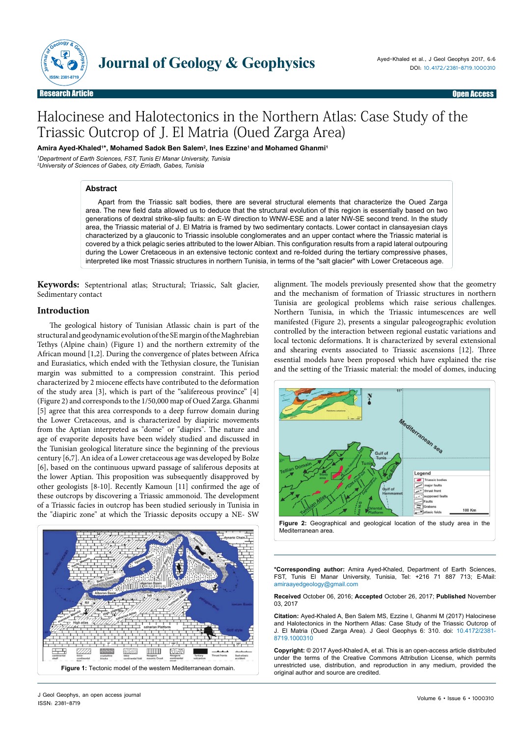# Halocinese and Halotectonics in the Northern Atlas: Case Study of the Triassic Outcrop of J. El Matria (Oued Zarga Area)

**Amira Ayed-Khaled[1]*, Mohamed Sadok Ben Salem[2], Ines Ezzine[1] and Mohamed Ghanmi[1]**

[1]*Department of Earth Sciences, FST, Tunis El Manar University, Tunisia*
[2]*University of Sciences of Gabes, city Erriadh, Gabes, Tunisia*

Research Article — Open Access

## Abstract

Apart from the Triassic salt bodies, there are several structural elements that characterize the Oued Zarga area. The new field data allowed us to deduce that the structural evolution of this region is essentially based on two generations of dextral strike-slip faults: an E-W direction to WNW-ESE and a later NW-SE second trend. In the study area, the Triassic material of J. El Matria is framed by two sedimentary contacts. Lower contact in clansayesian clays characterized by a glauconic to Triassic insoluble conglomerates and an upper contact where the Triassic material is covered by a thick pelagic series attributed to the lower Albian. This configuration results from a rapid lateral outpouring during the Lower Cretaceous in an extensive tectonic context and re-folded during the tertiary compressive phases, interpreted like most Triassic structures in northern Tunisia, in terms of the "salt glacier" with Lower Cretaceous age.

**Keywords:** Septentrional atlas; Structural; Triassic, Salt glacier, Sedimentary contact

## Introduction

The geological history of Tunisian Atlassic chain is part of the structural and geodynamic evolution of the SE margin of the Maghrebian Tethys (Alpine chain) (Figure 1) and the northern extremity of the African mound [1,2]. During the convergence of plates between Africa and Eurasiatics, which ended with the Tethysian closure, the Tunisian margin was submitted to a compression constraint. This period characterized by 2 miocene effects have contributed to the deformation of the study area [3], which is part of the "saliferous province" [4] (Figure 2) and corresponds to the 1/50,000 map of Oued Zarga. Ghanmi [5] agree that this area corresponds to a deep furrow domain during the Lower Cretaceous, and is characterized by diapiric movements from the Aptian interpreted as "dome" or "diapirs". The nature and age of evaporite deposits have been widely studied and discussed in the Tunisian geological literature since the beginning of the previous century [6,7]. An idea of a Lower cretaceous age was developed by Bolze [6], based on the continuous upward passage of saliferous deposits at the lower Aptian. This proposition was subsequently disapproved by other geologists [8-10]. Recently Kamoun [11] confirmed the age of these outcrops by discovering a Triassic ammonoid. The development of a Triassic facies in outcrop has been studied seriously in Tunisia in the "diapiric zone" at which the Triassic deposits occupy a NE- SW alignment. The models previously presented show that the geometry and the mechanism of formation of Triassic structures in northern Tunisia are geological problems which raise serious challenges. Northern Tunisia, in which the Triassic intumescences are well manifested (Figure 2), presents a singular paleogeographic evolution controlled by the interaction between regional eustatic variations and local tectonic deformations. It is characterized by several extensional and shearing events associated to Triassic ascensions [12]. Three essential models have been proposed which have explained the rise and the setting of the Triassic material: the model of domes, inducing

Figure 1: Tectonic model of the western Mediterranean domain.

Figure 2: Geographical and geological location of the study area in the Mediterranean area.

**\*Corresponding author:** Amira Ayed-Khaled, Department of Earth Sciences, FST, Tunis El Manar University, Tunisia, Tel: +216 71 887 713; E-Mail: amiraayedgeology@gmail.com

**Received** October 06, 2016; **Accepted** October 26, 2017; **Published** November 03, 2017

**Citation:** Ayed-Khaled A, Ben Salem MS, Ezzine I, Ghanmi M (2017) Halocinese and Halotectonics in the Northern Atlas: Case Study of the Triassic Outcrop of J. El Matria (Oued Zarga Area). J Geol Geophys 6: 310. doi: 10.4172/2381-8719.1000310

**Copyright:** © 2017 Ayed-Khaled A, et al. This is an open-access article distributed under the terms of the Creative Commons Attribution License, which permits unrestricted use, distribution, and reproduction in any medium, provided the original author and source are credited.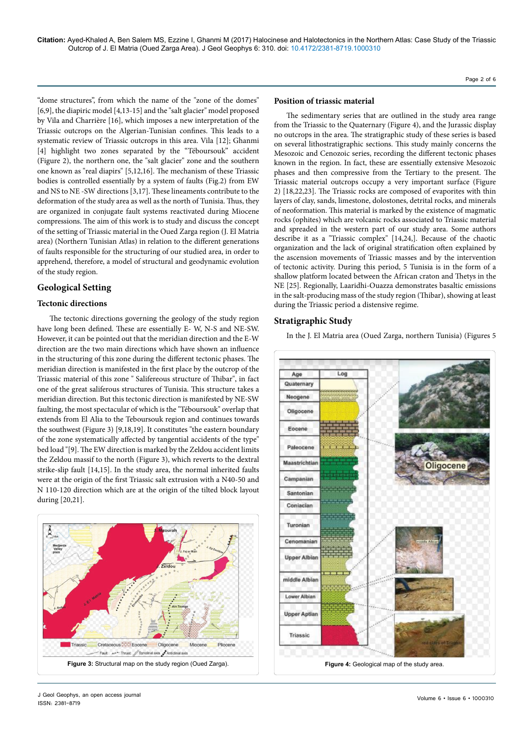"dome structures", from which the name of the "zone of the domes" [6,9], the diapiric model [4,13-15] and the "salt glacier" model proposed by Vila and Charrière [16], which imposes a new interpretation of the Triassic outcrops on the Algerian-Tunisian confines. This leads to a systematic review of Triassic outcrops in this area. Vila [12]; Ghanmi [4] highlight two zones separated by the "Téboursouk" accident (Figure 2), the northern one, the "salt glacier" zone and the southern one known as "real diapirs" [5,12,16]. The mechanism of these Triassic bodies is controlled essentially by a system of faults (Fig.2) from EW and NS to NE -SW directions [3,17]. These lineaments contribute to the deformation of the study area as well as the north of Tunisia. Thus, they are organized in conjugate fault systems reactivated during Miocene compressions. The aim of this work is to study and discuss the concept of the setting of Triassic material in the Oued Zarga region (J. El Matria area) (Northern Tunisian Atlas) in relation to the different generations of faults responsible for the structuring of our studied area, in order to apprehend, therefore, a model of structural and geodynamic evolution of the study region.

## Geological Setting

### Tectonic directions

The tectonic directions governing the geology of the study region have long been defined. These are essentially E- W, N-S and NE-SW. However, it can be pointed out that the meridian direction and the E-W direction are the two main directions which have shown an influence in the structuring of this zone during the different tectonic phases. The meridian direction is manifested in the first place by the outcrop of the Triassic material of this zone " Salifereous structure of Thibar", in fact one of the great saliferous structures of Tunisia. This structure takes a meridian direction. But this tectonic direction is manifested by NE-SW faulting, the most spectacular of which is the "Téboursouk" overlap that extends from El Alia to the Teboursouk region and continues towards the southwest (Figure 3) [9,18,19]. It constitutes "the eastern boundary of the zone systematically affected by tangential accidents of the type" bed load "[9]. The EW direction is marked by the Zeldou accident limits the Zeldou massif to the north (Figure 3), which reverts to the dextral strike-slip fault [14,15]. In the study area, the normal inherited faults were at the origin of the first Triassic salt extrusion with a N40-50 and N 110-120 direction which are at the origin of the tilted block layout during [20,21].

**Figure 3:** Structural map on the study region (Oued Zarga).

### Position of triassic material

The sedimentary series that are outlined in the study area range from the Triassic to the Quaternary (Figure 4), and the Jurassic display no outcrops in the area. The stratigraphic study of these series is based on several lithostratigraphic sections. This study mainly concerns the Mesozoic and Cenozoic series, recording the different tectonic phases known in the region. In fact, these are essentially extensive Mesozoic phases and then compressive from the Tertiary to the present. The Triassic material outcrops occupy a very important surface (Figure 2) [18,22,23]. The Triassic rocks are composed of evaporites with thin layers of clay, sands, limestone, dolostones, detrital rocks, and minerals of neoformation. This material is marked by the existence of magmatic rocks (ophites) which are volcanic rocks associated to Triassic material and spreaded in the western part of our study area. Some authors describe it as a "Triassic complex" [14,24,]. Because of the chaotic organization and the lack of original stratification often explained by the ascension movements of Triassic masses and by the intervention of tectonic activity. During this period, 5 Tunisia is in the form of a shallow platform located between the African craton and Thetys in the NE [25]. Regionally, Laaridhi-Ouazza demonstrates basaltic emissions in the salt-producing mass of the study region (Thibar), showing at least during the Triassic period a distensive regime.

## Stratigraphic Study

In the J. El Matria area (Oued Zarga, northern Tunisia) (Figures 5

**Figure 4:** Geological map of the study area.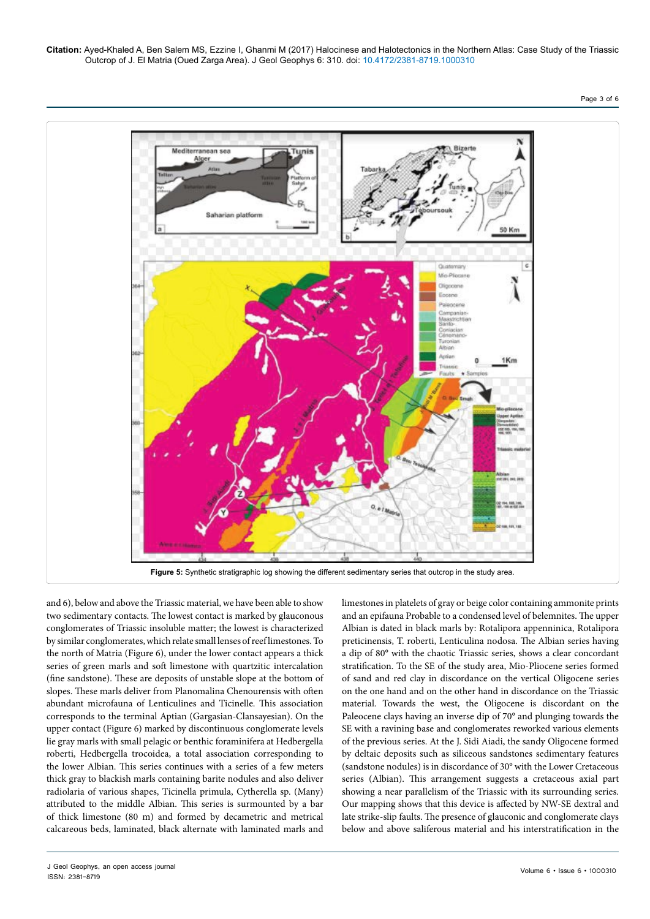Mediterranean sea
Alger
Tunis
Atlas
Tellian
Tunisian atlas
Platform of Sahel
Saharian atlas
Saharian platform
a
Bizerte
Tabarka
Tunis
Téboursouk
50 Km
b
c
Quaternary
Mio-Pliocene
Oligocene
Eocene
Paleocene
Campanian-Maastrichtian
Santo-Coniacian
Cénomano-Turonian
Albian
Aptian
Triassic
Faults
Samples
0
1Km
364
362
360
358
434
436
438
440
X
Y
Z
J. Sidi Aiadi
J. el Matria
O. el Matria
O. Bou Teouikha
G. Sidi Smah
Mio-pliocene
Upper Aptian
Triassic material
Albian

Figure 5: Synthetic stratigraphic log showing the different sedimentary series that outcrop in the study area.

and 6), below and above the Triassic material, we have been able to show two sedimentary contacts. The lowest contact is marked by glauconous conglomerates of Triassic insoluble matter; the lowest is characterized by similar conglomerates, which relate small lenses of reef limestones. To the north of Matria (Figure 6), under the lower contact appears a thick series of green marls and soft limestone with quartzitic intercalation (fine sandstone). These are deposits of unstable slope at the bottom of slopes. These marls deliver from Planomalina Chenourensis with often abundant microfauna of Lenticulines and Ticinelle. This association corresponds to the terminal Aptian (Gargasian-Clansayesian). On the upper contact (Figure 6) marked by discontinuous conglomerate levels lie gray marls with small pelagic or benthic foraminifera at Hedbergella roberti, Hedbergella trocoidea, a total association corresponding to the lower Albian. This series continues with a series of a few meters thick gray to blackish marls containing barite nodules and also deliver radiolaria of various shapes, Ticinella primula, Cytherella sp. (Many) attributed to the middle Albian. This series is surmounted by a bar of thick limestone (80 m) and formed by decametric and metrical calcareous beds, laminated, black alternate with laminated marls and limestones in platelets of gray or beige color containing ammonite prints and an epifauna Probable to a condensed level of belemnites. The upper Albian is dated in black marls by: Rotalipora appenninica, Rotalipora preticinensis, T. roberti, Lenticulina nodosa. The Albian series having a dip of 80° with the chaotic Triassic series, shows a clear concordant stratification. To the SE of the study area, Mio-Pliocene series formed of sand and red clay in discordance on the vertical Oligocene series on the one hand and on the other hand in discordance on the Triassic material. Towards the west, the Oligocene is discordant on the Paleocene clays having an inverse dip of 70° and plunging towards the SE with a ravining base and conglomerates reworked various elements of the previous series. At the J. Sidi Aiadi, the sandy Oligocene formed by deltaic deposits such as siliceous sandstones sedimentary features (sandstone nodules) is in discordance of 30° with the Lower Cretaceous series (Albian). This arrangement suggests a cretaceous axial part showing a near parallelism of the Triassic with its surrounding series. Our mapping shows that this device is affected by NW-SE dextral and late strike-slip faults. The presence of glauconic and conglomerate clays below and above saliferous material and his interstratification in the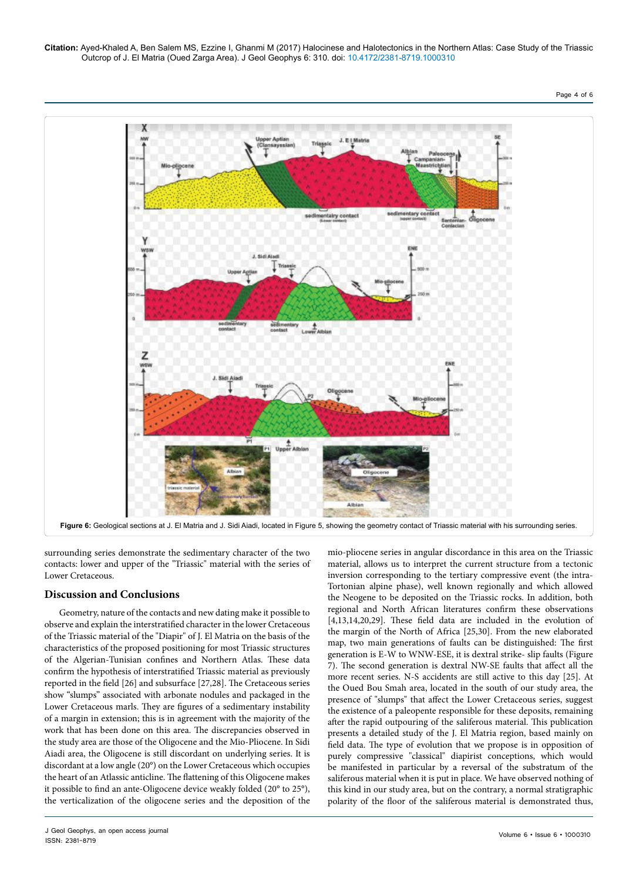**Figure 6:** Geological sections at J. El Matria and J. Sidi Aiadi, located in Figure 5, showing the geometry contact of Triassic material with his surrounding series.

surrounding series demonstrate the sedimentary character of the two contacts: lower and upper of the "Triassic" material with the series of Lower Cretaceous.

## Discussion and Conclusions

Geometry, nature of the contacts and new dating make it possible to observe and explain the interstratified character in the lower Cretaceous of the Triassic material of the "Diapir" of J. El Matria on the basis of the characteristics of the proposed positioning for most Triassic structures of the Algerian-Tunisian confines and Northern Atlas. These data confirm the hypothesis of interstratified Triassic material as previously reported in the field [26] and subsurface [27,28]. The Cretaceous series show "slumps" associated with arbonate nodules and packaged in the Lower Cretaceous marls. They are figures of a sedimentary instability of a margin in extension; this is in agreement with the majority of the work that has been done on this area. The discrepancies observed in the study area are those of the Oligocene and the Mio-Pliocene. In Sidi Aiadi area, the Oligocene is still discordant on underlying series. It is discordant at a low angle (20°) on the Lower Cretaceous which occupies the heart of an Atlassic anticline. The flattening of this Oligocene makes it possible to find an ante-Oligocene device weakly folded (20° to 25°), the verticalization of the oligocene series and the deposition of the mio-pliocene series in angular discordance in this area on the Triassic material, allows us to interpret the current structure from a tectonic inversion corresponding to the tertiary compressive event (the intra-Tortonian alpine phase), well known regionally and which allowed the Neogene to be deposited on the Triassic rocks. In addition, both regional and North African literatures confirm these observations [4,13,14,20,29]. These field data are included in the evolution of the margin of the North of Africa [25,30]. From the new elaborated map, two main generations of faults can be distinguished: The first generation is E-W to WNW-ESE, it is dextral strike- slip faults (Figure 7). The second generation is dextral NW-SE faults that affect all the more recent series. N-S accidents are still active to this day [25]. At the Oued Bou Smah area, located in the south of our study area, the presence of "slumps" that affect the Lower Cretaceous series, suggest the existence of a paleopente responsible for these deposits, remaining after the rapid outpouring of the saliferous material. This publication presents a detailed study of the J. El Matria region, based mainly on field data. The type of evolution that we propose is in opposition of purely compressive "classical" diapirist conceptions, which would be manifested in particular by a reversal of the substratum of the saliferous material when it is put in place. We have observed nothing of this kind in our study area, but on the contrary, a normal stratigraphic polarity of the floor of the saliferous material is demonstrated thus,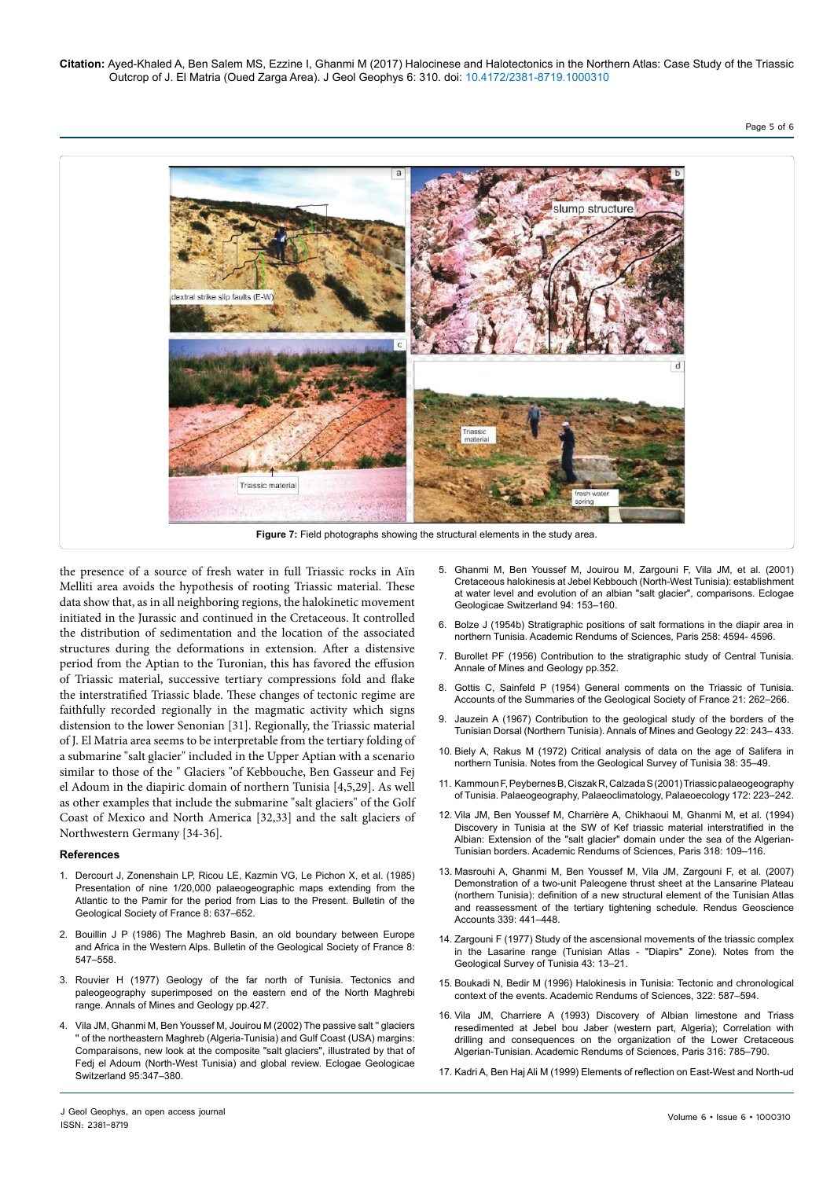Figure 7: Field photographs showing the structural elements in the study area.

the presence of a source of fresh water in full Triassic rocks in Aïn Melliti area avoids the hypothesis of rooting Triassic material. These data show that, as in all neighboring regions, the halokinetic movement initiated in the Jurassic and continued in the Cretaceous. It controlled the distribution of sedimentation and the location of the associated structures during the deformations in extension. After a distensive period from the Aptian to the Turonian, this has favored the effusion of Triassic material, successive tertiary compressions fold and flake the interstratified Triassic blade. These changes of tectonic regime are faithfully recorded regionally in the magmatic activity which signs distension to the lower Senonian [31]. Regionally, the Triassic material of J. El Matria area seems to be interpretable from the tertiary folding of a submarine "salt glacier" included in the Upper Aptian with a scenario similar to those of the " Glaciers "of Kebbouche, Ben Gasseur and Fej el Adoum in the diapiric domain of northern Tunisia [4,5,29]. As well as other examples that include the submarine "salt glaciers" of the Golf Coast of Mexico and North America [32,33] and the salt glaciers of Northwestern Germany [34-36].

### References

1. Dercourt J, Zonenshain LP, Ricou LE, Kazmin VG, Le Pichon X, et al. (1985) Presentation of nine 1/20,000 palaeogeographic maps extending from the Atlantic to the Pamir for the period from Lias to the Present. Bulletin of the Geological Society of France 8: 637–652.
2. Bouillin J P (1986) The Maghreb Basin, an old boundary between Europe and Africa in the Western Alps. Bulletin of the Geological Society of France 8: 547–558.
3. Rouvier H (1977) Geology of the far north of Tunisia. Tectonics and paleogeography superimposed on the eastern end of the North Maghrebi range. Annals of Mines and Geology pp.427.
4. Vila JM, Ghanmi M, Ben Youssef M, Jouirou M (2002) The passive salt " glaciers " of the northeastern Maghreb (Algeria-Tunisia) and Gulf Coast (USA) margins: Comparaisons, new look at the composite "salt glaciers", illustrated by that of Fedj el Adoum (North-West Tunisia) and global review. Eclogae Geologicae Switzerland 95:347–380.
5. Ghanmi M, Ben Youssef M, Jouirou M, Zargouni F, Vila JM, et al. (2001) Cretaceous halokinesis at Jebel Kebbouch (North-West Tunisia): establishment at water level and evolution of an albian "salt glacier", comparisons. Eclogae Geologicae Switzerland 94: 153–160.
6. Bolze J (1954b) Stratigraphic positions of salt formations in the diapir area in northern Tunisia. Academic Rendums of Sciences, Paris 258: 4594- 4596.
7. Burollet PF (1956) Contribution to the stratigraphic study of Central Tunisia. Annale of Mines and Geology pp.352.
8. Gottis C, Sainfeld P (1954) General comments on the Triassic of Tunisia. Accounts of the Summaries of the Geological Society of France 21: 262–266.
9. Jauzein A (1967) Contribution to the geological study of the borders of the Tunisian Dorsal (Northern Tunisia). Annals of Mines and Geology 22: 243– 433.
10. Biely A, Rakus M (1972) Critical analysis of data on the age of Salifera in northern Tunisia. Notes from the Geological Survey of Tunisia 38: 35–49.
11. Kammoun F, Peybernes B, Ciszak R, Calzada S (2001) Triassic palaeogeography of Tunisia. Palaeogeography, Palaeoclimatology, Palaeoecology 172: 223–242.
12. Vila JM, Ben Youssef M, Charrière A, Chikhaoui M, Ghanmi M, et al. (1994) Discovery in Tunisia at the SW of Kef triassic material interstratified in the Albian: Extension of the "salt glacier" domain under the sea of the Algerian-Tunisian borders. Academic Rendums of Sciences, Paris 318: 109–116.
13. Masrouhi A, Ghanmi M, Ben Youssef M, Vila JM, Zargouni F, et al. (2007) Demonstration of a two-unit Paleogene thrust sheet at the Lansarine Plateau (northern Tunisia): definition of a new structural element of the Tunisian Atlas and reassessment of the tertiary tightening schedule. Rendus Geoscience Accounts 339: 441–448.
14. Zargouni F (1977) Study of the ascensional movements of the triassic complex in the Lasarine range (Tunisian Atlas - "Diapirs" Zone). Notes from the Geological Survey of Tunisia 43: 13–21.
15. Boukadi N, Bedir M (1996) Halokinesis in Tunisia: Tectonic and chronological context of the events. Academic Rendums of Sciences, 322: 587–594.
16. Vila JM, Charriere A (1993) Discovery of Albian limestone and Triass resedimented at Jebel bou Jaber (western part, Algeria); Correlation with drilling and consequences on the organization of the Lower Cretaceous Algerian-Tunisian. Academic Rendums of Sciences, Paris 316: 785–790.
17. Kadri A, Ben Haj Ali M (1999) Elements of reflection on East-West and North-ud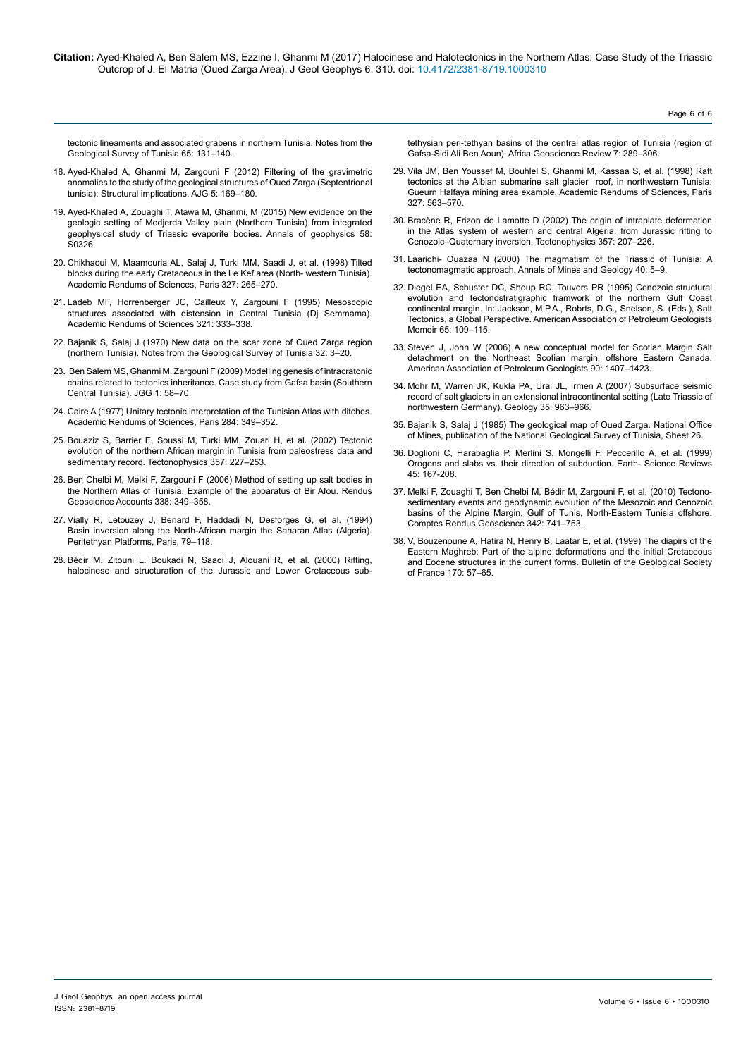tectonic lineaments and associated grabens in northern Tunisia. Notes from the Geological Survey of Tunisia 65: 131–140.

18. Ayed-Khaled A, Ghanmi M, Zargouni F (2012) Filtering of the gravimetric anomalies to the study of the geological structures of Oued Zarga (Septentrional tunisia): Structural implications. AJG 5: 169–180.

19. Ayed-Khaled A, Zouaghi T, Atawa M, Ghanmi, M (2015) New evidence on the geologic setting of Medjerda Valley plain (Northern Tunisia) from integrated geophysical study of Triassic evaporite bodies. Annals of geophysics 58: S0326.

20. Chikhaoui M, Maamouria AL, Salaj J, Turki MM, Saadi J, et al. (1998) Tilted blocks during the early Cretaceous in the Le Kef area (North- western Tunisia). Academic Rendums of Sciences, Paris 327: 265–270.

21. Ladeb MF, Horrenberger JC, Cailleux Y, Zargouni F (1995) Mesoscopic structures associated with distension in Central Tunisia (Dj Semmama). Academic Rendums of Sciences 321: 333–338.

22. Bajanik S, Salaj J (1970) New data on the scar zone of Oued Zarga region (northern Tunisia). Notes from the Geological Survey of Tunisia 32: 3–20.

23. Ben Salem MS, Ghanmi M, Zargouni F (2009) Modelling genesis of intracratonic chains related to tectonics inheritance. Case study from Gafsa basin (Southern Central Tunisia). JGG 1: 58–70.

24. Caire A (1977) Unitary tectonic interpretation of the Tunisian Atlas with ditches. Academic Rendums of Sciences, Paris 284: 349–352.

25. Bouaziz S, Barrier E, Soussi M, Turki MM, Zouari H, et al. (2002) Tectonic evolution of the northern African margin in Tunisia from paleostress data and sedimentary record. Tectonophysics 357: 227–253.

26. Ben Chelbi M, Melki F, Zargouni F (2006) Method of setting up salt bodies in the Northern Atlas of Tunisia. Example of the apparatus of Bir Afou. Rendus Geoscience Accounts 338: 349–358.

27. Vially R, Letouzey J, Benard F, Haddadi N, Desforges G, et al. (1994) Basin inversion along the North-African margin the Saharan Atlas (Algeria). Peritethyan Platforms, Paris, 79–118.

28. Bédir M. Zitouni L. Boukadi N, Saadi J, Alouani R, et al. (2000) Rifting, halocinese and structuration of the Jurassic and Lower Cretaceous sub-tethysian peri-tethyan basins of the central atlas region of Tunisia (region of Gafsa-Sidi Ali Ben Aoun). Africa Geoscience Review 7: 289–306.

29. Vila JM, Ben Youssef M, Bouhlel S, Ghanmi M, Kassaa S, et al. (1998) Raft tectonics at the Albian submarine salt glacier roof, in northwestern Tunisia: Gueurn Halfaya mining area example. Academic Rendums of Sciences, Paris 327: 563–570.

30. Bracène R, Frizon de Lamotte D (2002) The origin of intraplate deformation in the Atlas system of western and central Algeria: from Jurassic rifting to Cenozoic–Quaternary inversion. Tectonophysics 357: 207–226.

31. Laaridhi- Ouazaa N (2000) The magmatism of the Triassic of Tunisia: A tectonomagmatic approach. Annals of Mines and Geology 40: 5–9.

32. Diegel EA, Schuster DC, Shoup RC, Touvers PR (1995) Cenozoic structural evolution and tectonostratigraphic framwork of the northern Gulf Coast continental margin. In: Jackson, M.P.A., Robrts, D.G., Snelson, S. (Eds.), Salt Tectonics, a Global Perspective. American Association of Petroleum Geologists Memoir 65: 109–115.

33. Steven J, John W (2006) A new conceptual model for Scotian Margin Salt detachment on the Northeast Scotian margin, offshore Eastern Canada. American Association of Petroleum Geologists 90: 1407–1423.

34. Mohr M, Warren JK, Kukla PA, Urai JL, Irmen A (2007) Subsurface seismic record of salt glaciers in an extensional intracontinental setting (Late Triassic of northwestern Germany). Geology 35: 963–966.

35. Bajanik S, Salaj J (1985) The geological map of Oued Zarga. National Office of Mines, publication of the National Geological Survey of Tunisia, Sheet 26.

36. Doglioni C, Harabaglia P, Merlini S, Mongelli F, Peccerillo A, et al. (1999) Orogens and slabs vs. their direction of subduction. Earth- Science Reviews 45: 167-208.

37. Melki F, Zouaghi T, Ben Chelbi M, Bédir M, Zargouni F, et al. (2010) Tectono-sedimentary events and geodynamic evolution of the Mesozoic and Cenozoic basins of the Alpine Margin, Gulf of Tunis, North-Eastern Tunisia offshore. Comptes Rendus Geoscience 342: 741–753.

38. V, Bouzenoune A, Hatira N, Henry B, Laatar E, et al. (1999) The diapirs of the Eastern Maghreb: Part of the alpine deformations and the initial Cretaceous and Eocene structures in the current forms. Bulletin of the Geological Society of France 170: 57–65.